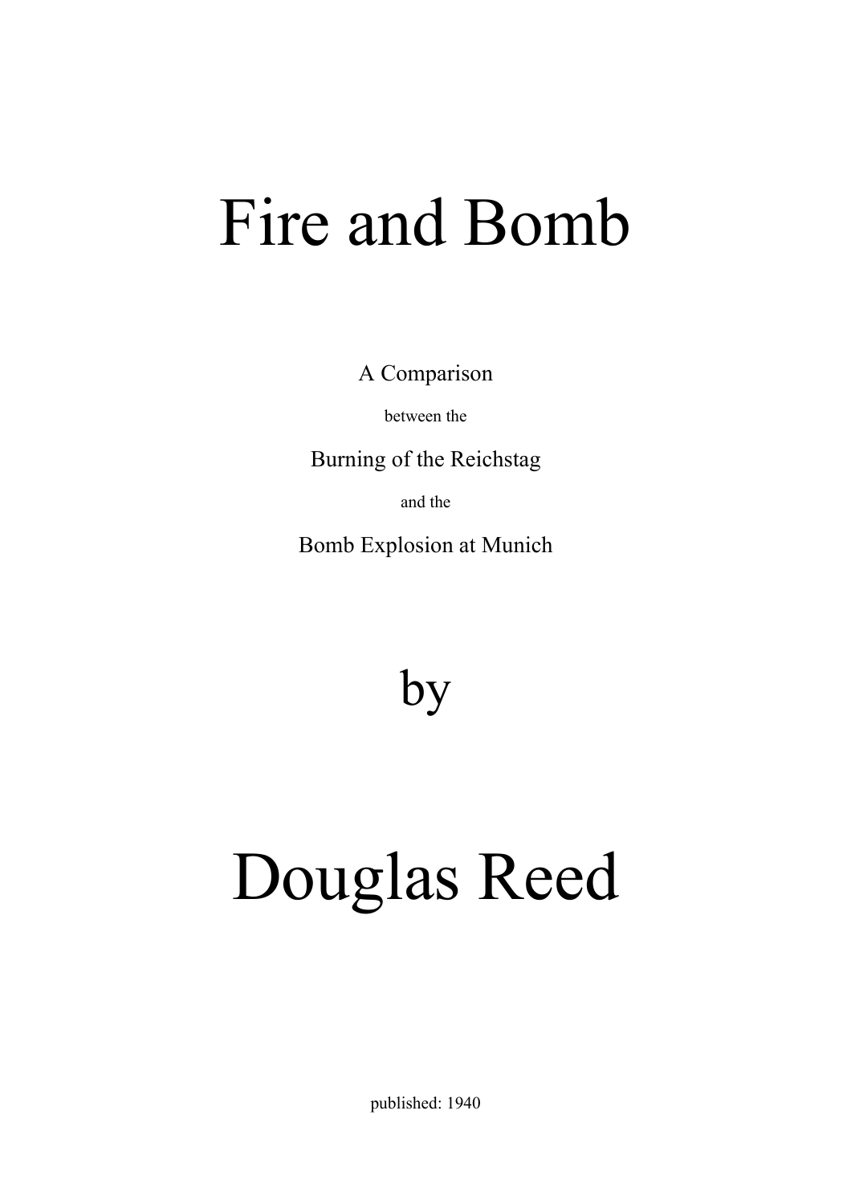# Fire and Bomb

A Comparison

between the

Burning of the Reichstag

and the

Bomb Explosion at Munich

by

# Douglas Reed

published: 1940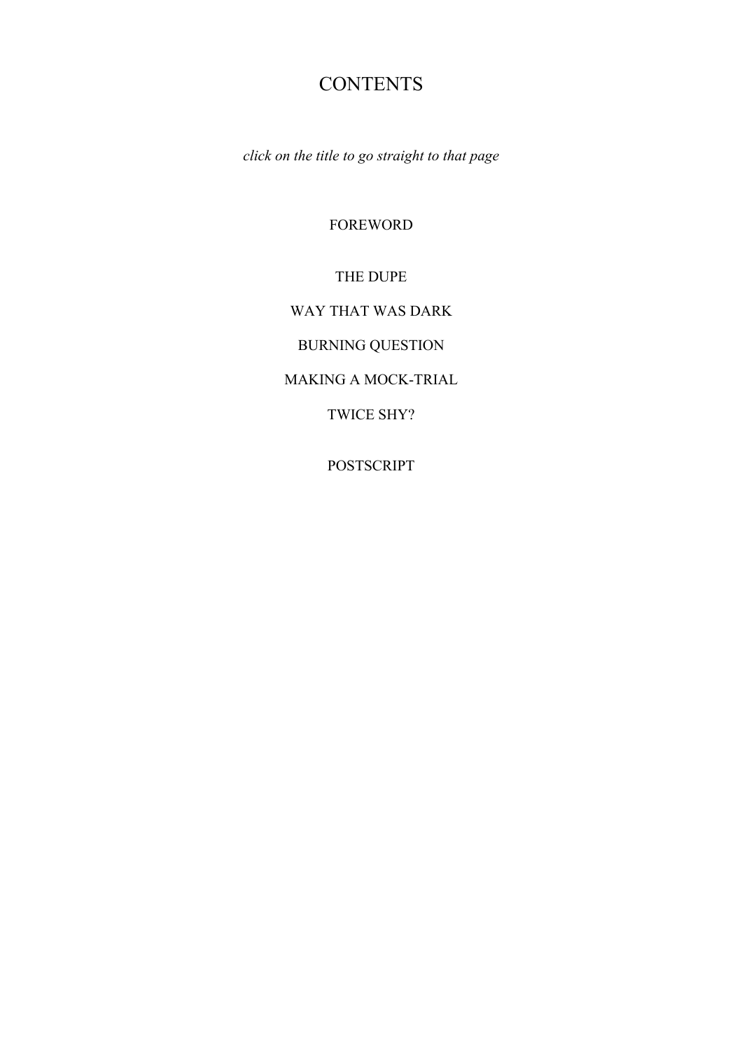# CONTENTS

*click on the title to go straight to that page*

FOREWORD

THE DUPE

WAY THAT WAS DARK

BURNING QUESTION

MAKING A MOCK-TRIAL

TWICE SHY?

POSTSCRIPT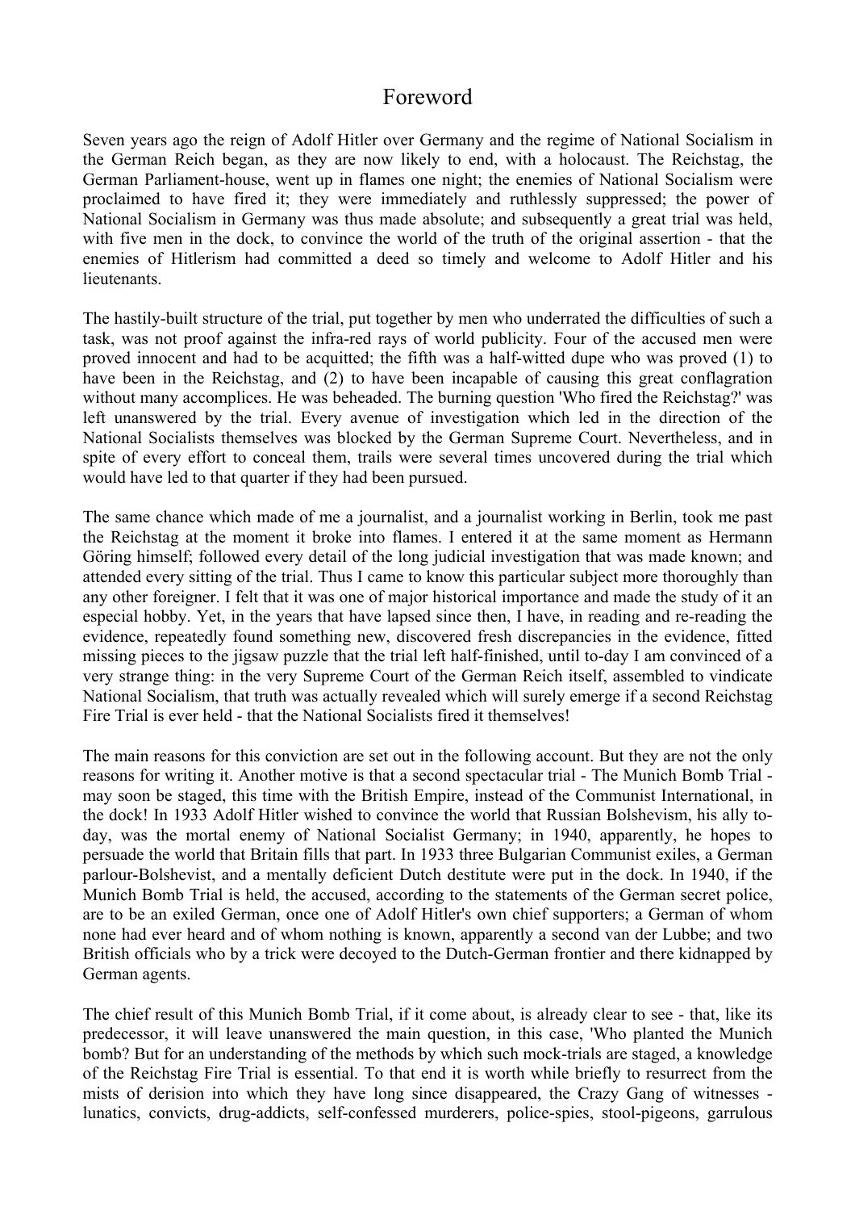# Foreword

Seven years ago the reign of Adolf Hitler over Germany and the regime of National Socialism in the German Reich began, as they are now likely to end, with a holocaust. The Reichstag, the German Parliament-house, went up in flames one night; the enemies of National Socialism were proclaimed to have fired it; they were immediately and ruthlessly suppressed; the power of National Socialism in Germany was thus made absolute; and subsequently a great trial was held, with five men in the dock, to convince the world of the truth of the original assertion - that the enemies of Hitlerism had committed a deed so timely and welcome to Adolf Hitler and his lieutenants.

The hastily-built structure of the trial, put together by men who underrated the difficulties of such a task, was not proof against the infra-red rays of world publicity. Four of the accused men were proved innocent and had to be acquitted; the fifth was a half-witted dupe who was proved (1) to have been in the Reichstag, and (2) to have been incapable of causing this great conflagration without many accomplices. He was beheaded. The burning question 'Who fired the Reichstag?' was left unanswered by the trial. Every avenue of investigation which led in the direction of the National Socialists themselves was blocked by the German Supreme Court. Nevertheless, and in spite of every effort to conceal them, trails were several times uncovered during the trial which would have led to that quarter if they had been pursued.

The same chance which made of me a journalist, and a journalist working in Berlin, took me past the Reichstag at the moment it broke into flames. I entered it at the same moment as Hermann Göring himself; followed every detail of the long judicial investigation that was made known; and attended every sitting of the trial. Thus I came to know this particular subject more thoroughly than any other foreigner. I felt that it was one of major historical importance and made the study of it an especial hobby. Yet, in the years that have lapsed since then, I have, in reading and re-reading the evidence, repeatedly found something new, discovered fresh discrepancies in the evidence, fitted missing pieces to the jigsaw puzzle that the trial left half-finished, until to-day I am convinced of a very strange thing: in the very Supreme Court of the German Reich itself, assembled to vindicate National Socialism, that truth was actually revealed which will surely emerge if a second Reichstag Fire Trial is ever held - that the National Socialists fired it themselves!

The main reasons for this conviction are set out in the following account. But they are not the only reasons for writing it. Another motive is that a second spectacular trial - The Munich Bomb Trial - may soon be staged, this time with the British Empire, instead of the Communist International, in the dock! In 1933 Adolf Hitler wished to convince the world that Russian Bolshevism, his ally to-day, was the mortal enemy of National Socialist Germany; in 1940, apparently, he hopes to persuade the world that Britain fills that part. In 1933 three Bulgarian Communist exiles, a German parlour-Bolshevist, and a mentally deficient Dutch destitute were put in the dock. In 1940, if the Munich Bomb Trial is held, the accused, according to the statements of the German secret police, are to be an exiled German, once one of Adolf Hitler's own chief supporters; a German of whom none had ever heard and of whom nothing is known, apparently a second van der Lubbe; and two British officials who by a trick were decoyed to the Dutch-German frontier and there kidnapped by German agents.

The chief result of this Munich Bomb Trial, if it come about, is already clear to see - that, like its predecessor, it will leave unanswered the main question, in this case, 'Who planted the Munich bomb? But for an understanding of the methods by which such mock-trials are staged, a knowledge of the Reichstag Fire Trial is essential. To that end it is worth while briefly to resurrect from the mists of derision into which they have long since disappeared, the Crazy Gang of witnesses - lunatics, convicts, drug-addicts, self-confessed murderers, police-spies, stool-pigeons, garrulous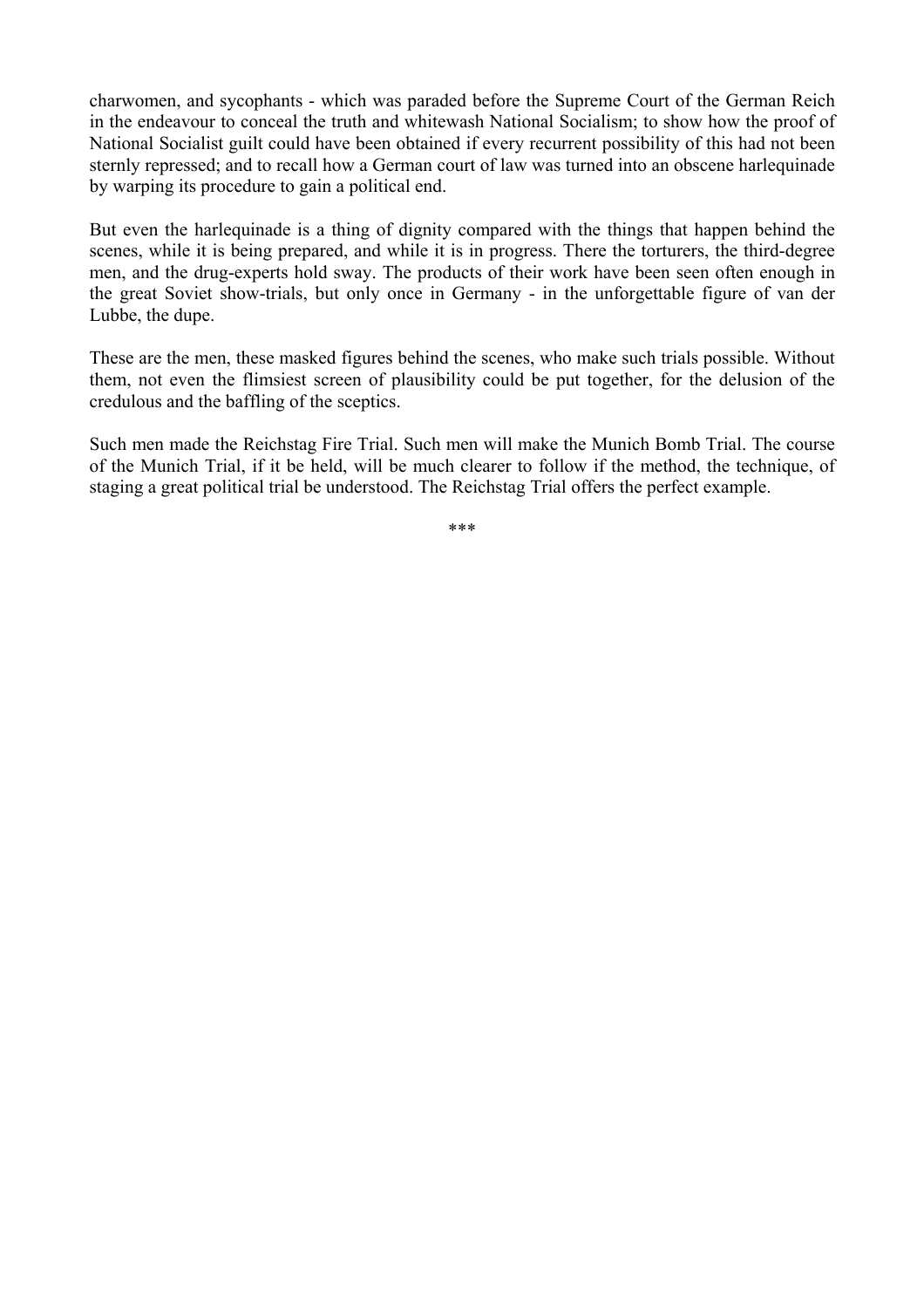charwomen, and sycophants - which was paraded before the Supreme Court of the German Reich in the endeavour to conceal the truth and whitewash National Socialism; to show how the proof of National Socialist guilt could have been obtained if every recurrent possibility of this had not been sternly repressed; and to recall how a German court of law was turned into an obscene harlequinade by warping its procedure to gain a political end.

But even the harlequinade is a thing of dignity compared with the things that happen behind the scenes, while it is being prepared, and while it is in progress. There the torturers, the third-degree men, and the drug-experts hold sway. The products of their work have been seen often enough in the great Soviet show-trials, but only once in Germany - in the unforgettable figure of van der Lubbe, the dupe.

These are the men, these masked figures behind the scenes, who make such trials possible. Without them, not even the flimsiest screen of plausibility could be put together, for the delusion of the credulous and the baffling of the sceptics.

Such men made the Reichstag Fire Trial. Such men will make the Munich Bomb Trial. The course of the Munich Trial, if it be held, will be much clearer to follow if the method, the technique, of staging a great political trial be understood. The Reichstag Trial offers the perfect example.

***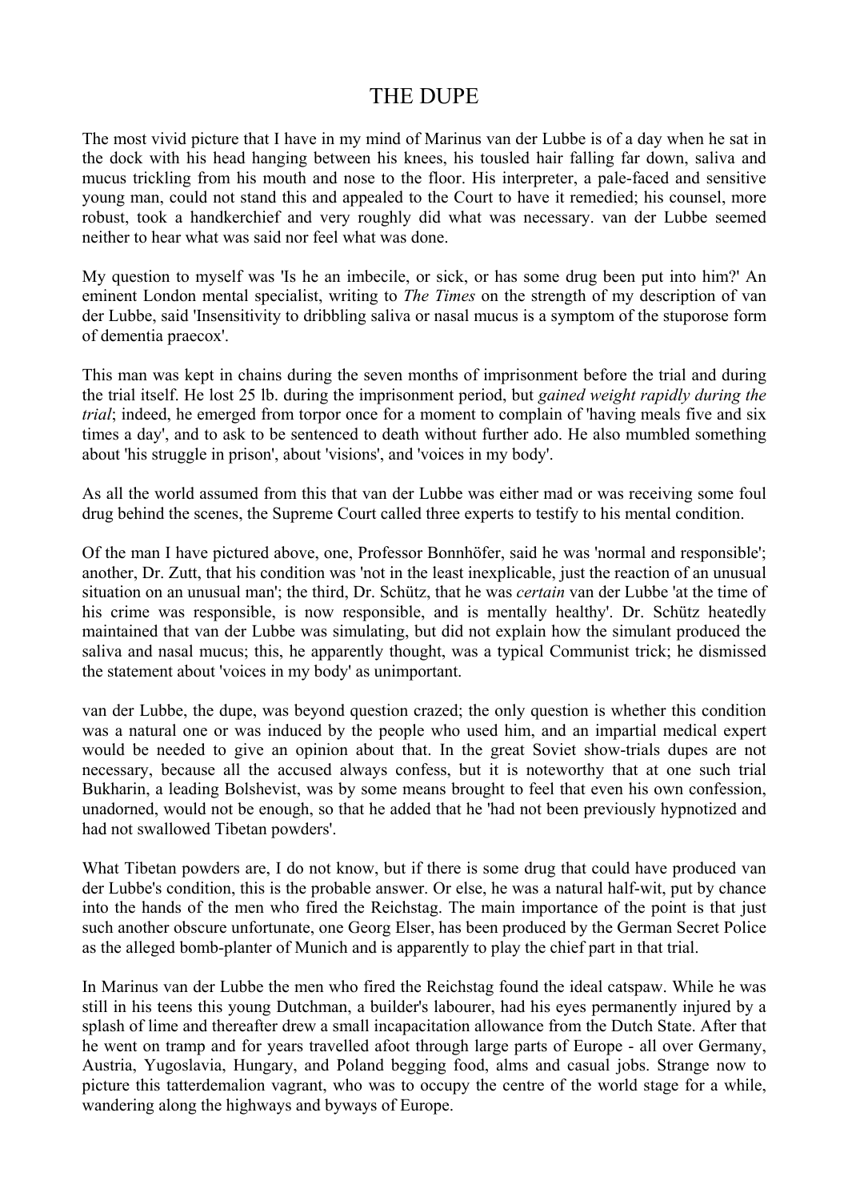# THE DUPE

The most vivid picture that I have in my mind of Marinus van der Lubbe is of a day when he sat in the dock with his head hanging between his knees, his tousled hair falling far down, saliva and mucus trickling from his mouth and nose to the floor. His interpreter, a pale-faced and sensitive young man, could not stand this and appealed to the Court to have it remedied; his counsel, more robust, took a handkerchief and very roughly did what was necessary. van der Lubbe seemed neither to hear what was said nor feel what was done.

My question to myself was 'Is he an imbecile, or sick, or has some drug been put into him?' An eminent London mental specialist, writing to *The Times* on the strength of my description of van der Lubbe, said 'Insensitivity to dribbling saliva or nasal mucus is a symptom of the stuporose form of dementia praecox'.

This man was kept in chains during the seven months of imprisonment before the trial and during the trial itself. He lost 25 lb. during the imprisonment period, but *gained weight rapidly during the trial*; indeed, he emerged from torpor once for a moment to complain of 'having meals five and six times a day', and to ask to be sentenced to death without further ado. He also mumbled something about 'his struggle in prison', about 'visions', and 'voices in my body'.

As all the world assumed from this that van der Lubbe was either mad or was receiving some foul drug behind the scenes, the Supreme Court called three experts to testify to his mental condition.

Of the man I have pictured above, one, Professor Bonnhöfer, said he was 'normal and responsible'; another, Dr. Zutt, that his condition was 'not in the least inexplicable, just the reaction of an unusual situation on an unusual man'; the third, Dr. Schütz, that he was *certain* van der Lubbe 'at the time of his crime was responsible, is now responsible, and is mentally healthy'. Dr. Schütz heatedly maintained that van der Lubbe was simulating, but did not explain how the simulant produced the saliva and nasal mucus; this, he apparently thought, was a typical Communist trick; he dismissed the statement about 'voices in my body' as unimportant.

van der Lubbe, the dupe, was beyond question crazed; the only question is whether this condition was a natural one or was induced by the people who used him, and an impartial medical expert would be needed to give an opinion about that. In the great Soviet show-trials dupes are not necessary, because all the accused always confess, but it is noteworthy that at one such trial Bukharin, a leading Bolshevist, was by some means brought to feel that even his own confession, unadorned, would not be enough, so that he added that he 'had not been previously hypnotized and had not swallowed Tibetan powders'.

What Tibetan powders are, I do not know, but if there is some drug that could have produced van der Lubbe's condition, this is the probable answer. Or else, he was a natural half-wit, put by chance into the hands of the men who fired the Reichstag. The main importance of the point is that just such another obscure unfortunate, one Georg Elser, has been produced by the German Secret Police as the alleged bomb-planter of Munich and is apparently to play the chief part in that trial.

In Marinus van der Lubbe the men who fired the Reichstag found the ideal catspaw. While he was still in his teens this young Dutchman, a builder's labourer, had his eyes permanently injured by a splash of lime and thereafter drew a small incapacitation allowance from the Dutch State. After that he went on tramp and for years travelled afoot through large parts of Europe - all over Germany, Austria, Yugoslavia, Hungary, and Poland begging food, alms and casual jobs. Strange now to picture this tatterdemalion vagrant, who was to occupy the centre of the world stage for a while, wandering along the highways and byways of Europe.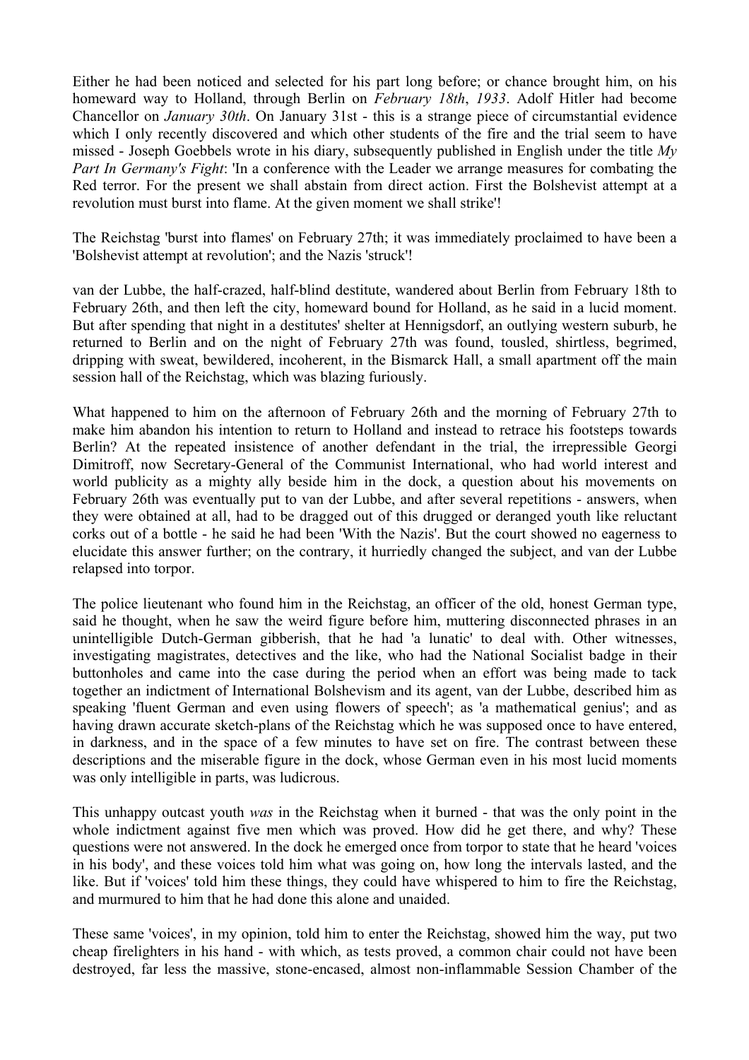Either he had been noticed and selected for his part long before; or chance brought him, on his homeward way to Holland, through Berlin on *February 18th*, *1933*. Adolf Hitler had become Chancellor on *January 30th*. On January 31st - this is a strange piece of circumstantial evidence which I only recently discovered and which other students of the fire and the trial seem to have missed - Joseph Goebbels wrote in his diary, subsequently published in English under the title *My Part In Germany's Fight*: 'In a conference with the Leader we arrange measures for combating the Red terror. For the present we shall abstain from direct action. First the Bolshevist attempt at a revolution must burst into flame. At the given moment we shall strike'!

The Reichstag 'burst into flames' on February 27th; it was immediately proclaimed to have been a 'Bolshevist attempt at revolution'; and the Nazis 'struck'!

van der Lubbe, the half-crazed, half-blind destitute, wandered about Berlin from February 18th to February 26th, and then left the city, homeward bound for Holland, as he said in a lucid moment. But after spending that night in a destitutes' shelter at Hennigsdorf, an outlying western suburb, he returned to Berlin and on the night of February 27th was found, tousled, shirtless, begrimed, dripping with sweat, bewildered, incoherent, in the Bismarck Hall, a small apartment off the main session hall of the Reichstag, which was blazing furiously.

What happened to him on the afternoon of February 26th and the morning of February 27th to make him abandon his intention to return to Holland and instead to retrace his footsteps towards Berlin? At the repeated insistence of another defendant in the trial, the irrepressible Georgi Dimitroff, now Secretary-General of the Communist International, who had world interest and world publicity as a mighty ally beside him in the dock, a question about his movements on February 26th was eventually put to van der Lubbe, and after several repetitions - answers, when they were obtained at all, had to be dragged out of this drugged or deranged youth like reluctant corks out of a bottle - he said he had been 'With the Nazis'. But the court showed no eagerness to elucidate this answer further; on the contrary, it hurriedly changed the subject, and van der Lubbe relapsed into torpor.

The police lieutenant who found him in the Reichstag, an officer of the old, honest German type, said he thought, when he saw the weird figure before him, muttering disconnected phrases in an unintelligible Dutch-German gibberish, that he had 'a lunatic' to deal with. Other witnesses, investigating magistrates, detectives and the like, who had the National Socialist badge in their buttonholes and came into the case during the period when an effort was being made to tack together an indictment of International Bolshevism and its agent, van der Lubbe, described him as speaking 'fluent German and even using flowers of speech'; as 'a mathematical genius'; and as having drawn accurate sketch-plans of the Reichstag which he was supposed once to have entered, in darkness, and in the space of a few minutes to have set on fire. The contrast between these descriptions and the miserable figure in the dock, whose German even in his most lucid moments was only intelligible in parts, was ludicrous.

This unhappy outcast youth *was* in the Reichstag when it burned - that was the only point in the whole indictment against five men which was proved. How did he get there, and why? These questions were not answered. In the dock he emerged once from torpor to state that he heard 'voices in his body', and these voices told him what was going on, how long the intervals lasted, and the like. But if 'voices' told him these things, they could have whispered to him to fire the Reichstag, and murmured to him that he had done this alone and unaided.

These same 'voices', in my opinion, told him to enter the Reichstag, showed him the way, put two cheap firelighters in his hand - with which, as tests proved, a common chair could not have been destroyed, far less the massive, stone-encased, almost non-inflammable Session Chamber of the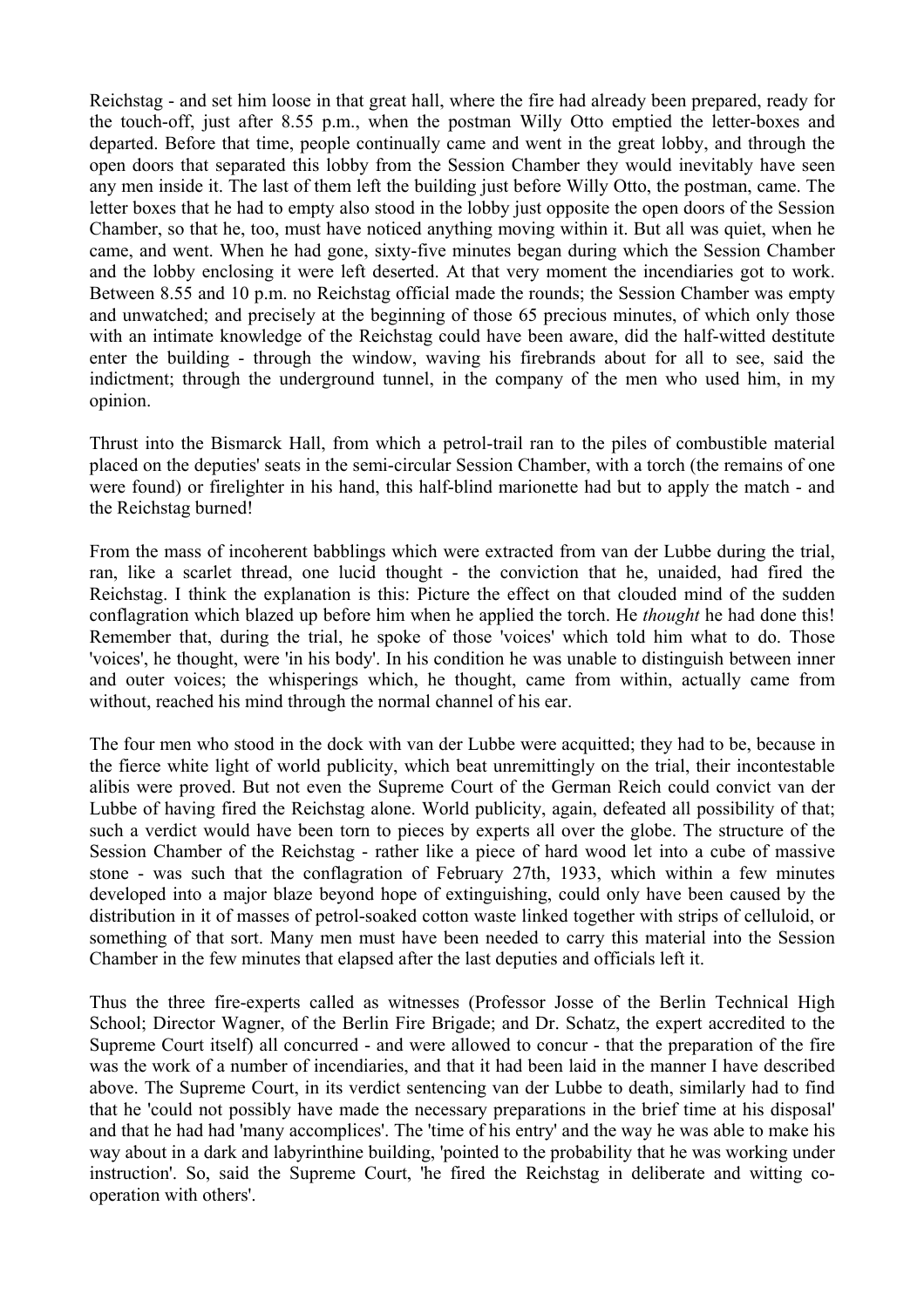Reichstag - and set him loose in that great hall, where the fire had already been prepared, ready for the touch-off, just after 8.55 p.m., when the postman Willy Otto emptied the letter-boxes and departed. Before that time, people continually came and went in the great lobby, and through the open doors that separated this lobby from the Session Chamber they would inevitably have seen any men inside it. The last of them left the building just before Willy Otto, the postman, came. The letter boxes that he had to empty also stood in the lobby just opposite the open doors of the Session Chamber, so that he, too, must have noticed anything moving within it. But all was quiet, when he came, and went. When he had gone, sixty-five minutes began during which the Session Chamber and the lobby enclosing it were left deserted. At that very moment the incendiaries got to work. Between 8.55 and 10 p.m. no Reichstag official made the rounds; the Session Chamber was empty and unwatched; and precisely at the beginning of those 65 precious minutes, of which only those with an intimate knowledge of the Reichstag could have been aware, did the half-witted destitute enter the building - through the window, waving his firebrands about for all to see, said the indictment; through the underground tunnel, in the company of the men who used him, in my opinion.

Thrust into the Bismarck Hall, from which a petrol-trail ran to the piles of combustible material placed on the deputies' seats in the semi-circular Session Chamber, with a torch (the remains of one were found) or firelighter in his hand, this half-blind marionette had but to apply the match - and the Reichstag burned!

From the mass of incoherent babblings which were extracted from van der Lubbe during the trial, ran, like a scarlet thread, one lucid thought - the conviction that he, unaided, had fired the Reichstag. I think the explanation is this: Picture the effect on that clouded mind of the sudden conflagration which blazed up before him when he applied the torch. He *thought* he had done this! Remember that, during the trial, he spoke of those 'voices' which told him what to do. Those 'voices', he thought, were 'in his body'. In his condition he was unable to distinguish between inner and outer voices; the whisperings which, he thought, came from within, actually came from without, reached his mind through the normal channel of his ear.

The four men who stood in the dock with van der Lubbe were acquitted; they had to be, because in the fierce white light of world publicity, which beat unremittingly on the trial, their incontestable alibis were proved. But not even the Supreme Court of the German Reich could convict van der Lubbe of having fired the Reichstag alone. World publicity, again, defeated all possibility of that; such a verdict would have been torn to pieces by experts all over the globe. The structure of the Session Chamber of the Reichstag - rather like a piece of hard wood let into a cube of massive stone - was such that the conflagration of February 27th, 1933, which within a few minutes developed into a major blaze beyond hope of extinguishing, could only have been caused by the distribution in it of masses of petrol-soaked cotton waste linked together with strips of celluloid, or something of that sort. Many men must have been needed to carry this material into the Session Chamber in the few minutes that elapsed after the last deputies and officials left it.

Thus the three fire-experts called as witnesses (Professor Josse of the Berlin Technical High School; Director Wagner, of the Berlin Fire Brigade; and Dr. Schatz, the expert accredited to the Supreme Court itself) all concurred - and were allowed to concur - that the preparation of the fire was the work of a number of incendiaries, and that it had been laid in the manner I have described above. The Supreme Court, in its verdict sentencing van der Lubbe to death, similarly had to find that he 'could not possibly have made the necessary preparations in the brief time at his disposal' and that he had had 'many accomplices'. The 'time of his entry' and the way he was able to make his way about in a dark and labyrinthine building, 'pointed to the probability that he was working under instruction'. So, said the Supreme Court, 'he fired the Reichstag in deliberate and witting co-operation with others'.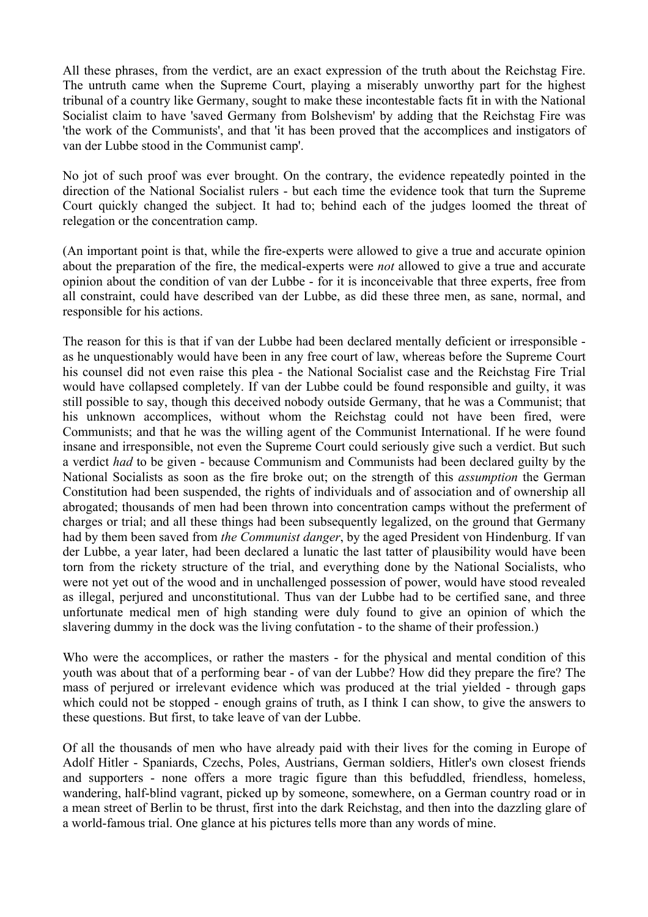All these phrases, from the verdict, are an exact expression of the truth about the Reichstag Fire. The untruth came when the Supreme Court, playing a miserably unworthy part for the highest tribunal of a country like Germany, sought to make these incontestable facts fit in with the National Socialist claim to have 'saved Germany from Bolshevism' by adding that the Reichstag Fire was 'the work of the Communists', and that 'it has been proved that the accomplices and instigators of van der Lubbe stood in the Communist camp'.

No jot of such proof was ever brought. On the contrary, the evidence repeatedly pointed in the direction of the National Socialist rulers - but each time the evidence took that turn the Supreme Court quickly changed the subject. It had to; behind each of the judges loomed the threat of relegation or the concentration camp.

(An important point is that, while the fire-experts were allowed to give a true and accurate opinion about the preparation of the fire, the medical-experts were *not* allowed to give a true and accurate opinion about the condition of van der Lubbe - for it is inconceivable that three experts, free from all constraint, could have described van der Lubbe, as did these three men, as sane, normal, and responsible for his actions.

The reason for this is that if van der Lubbe had been declared mentally deficient or irresponsible - as he unquestionably would have been in any free court of law, whereas before the Supreme Court his counsel did not even raise this plea - the National Socialist case and the Reichstag Fire Trial would have collapsed completely. If van der Lubbe could be found responsible and guilty, it was still possible to say, though this deceived nobody outside Germany, that he was a Communist; that his unknown accomplices, without whom the Reichstag could not have been fired, were Communists; and that he was the willing agent of the Communist International. If he were found insane and irresponsible, not even the Supreme Court could seriously give such a verdict. But such a verdict *had* to be given - because Communism and Communists had been declared guilty by the National Socialists as soon as the fire broke out; on the strength of this *assumption* the German Constitution had been suspended, the rights of individuals and of association and of ownership all abrogated; thousands of men had been thrown into concentration camps without the preferment of charges or trial; and all these things had been subsequently legalized, on the ground that Germany had by them been saved from *the Communist danger*, by the aged President von Hindenburg. If van der Lubbe, a year later, had been declared a lunatic the last tatter of plausibility would have been torn from the rickety structure of the trial, and everything done by the National Socialists, who were not yet out of the wood and in unchallenged possession of power, would have stood revealed as illegal, perjured and unconstitutional. Thus van der Lubbe had to be certified sane, and three unfortunate medical men of high standing were duly found to give an opinion of which the slavering dummy in the dock was the living confutation - to the shame of their profession.)

Who were the accomplices, or rather the masters - for the physical and mental condition of this youth was about that of a performing bear - of van der Lubbe? How did they prepare the fire? The mass of perjured or irrelevant evidence which was produced at the trial yielded - through gaps which could not be stopped - enough grains of truth, as I think I can show, to give the answers to these questions. But first, to take leave of van der Lubbe.

Of all the thousands of men who have already paid with their lives for the coming in Europe of Adolf Hitler - Spaniards, Czechs, Poles, Austrians, German soldiers, Hitler's own closest friends and supporters - none offers a more tragic figure than this befuddled, friendless, homeless, wandering, half-blind vagrant, picked up by someone, somewhere, on a German country road or in a mean street of Berlin to be thrust, first into the dark Reichstag, and then into the dazzling glare of a world-famous trial. One glance at his pictures tells more than any words of mine.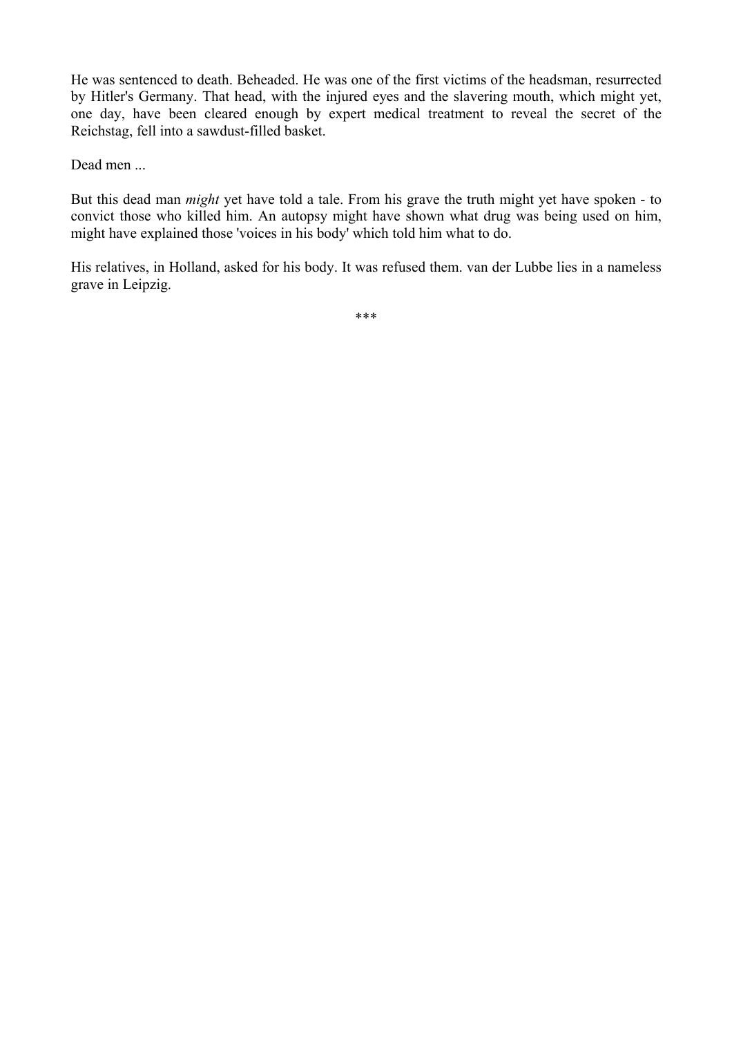He was sentenced to death. Beheaded. He was one of the first victims of the headsman, resurrected by Hitler's Germany. That head, with the injured eyes and the slavering mouth, which might yet, one day, have been cleared enough by expert medical treatment to reveal the secret of the Reichstag, fell into a sawdust-filled basket.

Dead men ...

But this dead man *might* yet have told a tale. From his grave the truth might yet have spoken - to convict those who killed him. An autopsy might have shown what drug was being used on him, might have explained those 'voices in his body' which told him what to do.

His relatives, in Holland, asked for his body. It was refused them. van der Lubbe lies in a nameless grave in Leipzig.

***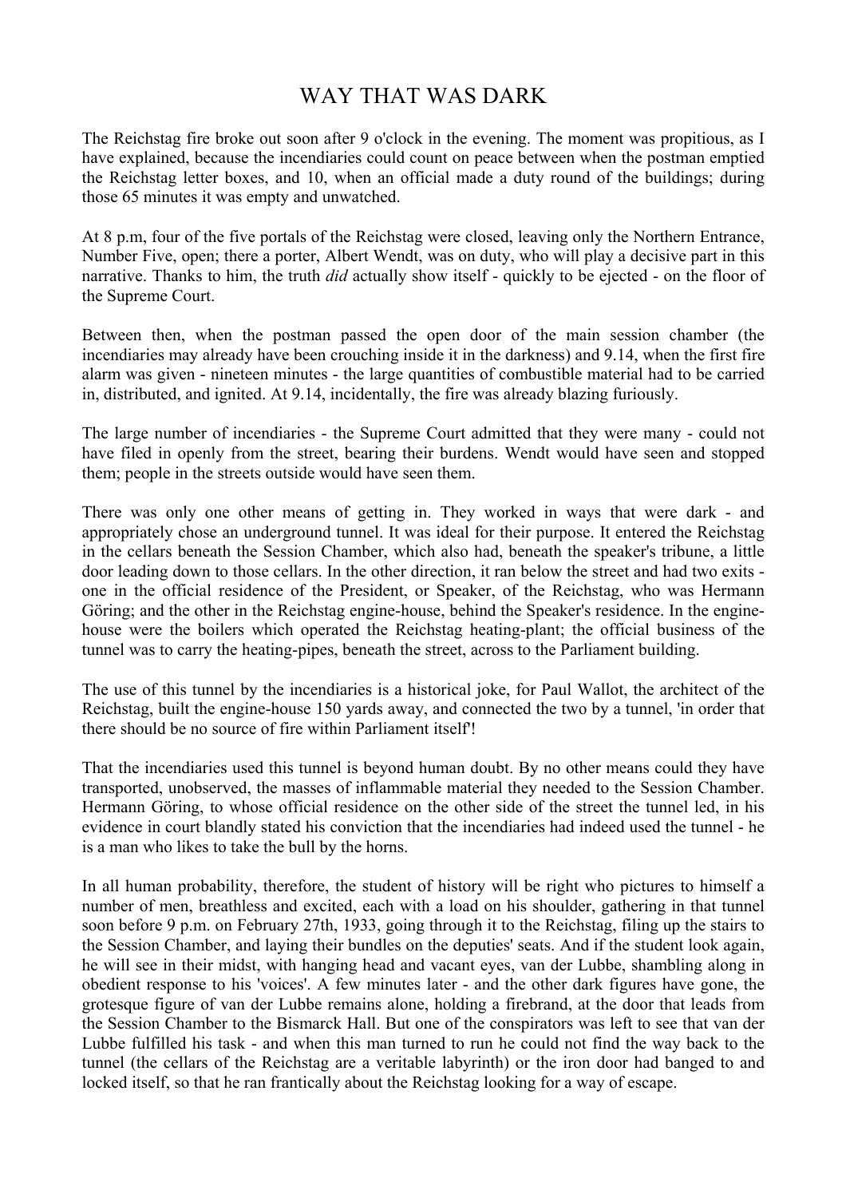# WAY THAT WAS DARK

The Reichstag fire broke out soon after 9 o'clock in the evening. The moment was propitious, as I have explained, because the incendiaries could count on peace between when the postman emptied the Reichstag letter boxes, and 10, when an official made a duty round of the buildings; during those 65 minutes it was empty and unwatched.

At 8 p.m, four of the five portals of the Reichstag were closed, leaving only the Northern Entrance, Number Five, open; there a porter, Albert Wendt, was on duty, who will play a decisive part in this narrative. Thanks to him, the truth *did* actually show itself - quickly to be ejected - on the floor of the Supreme Court.

Between then, when the postman passed the open door of the main session chamber (the incendiaries may already have been crouching inside it in the darkness) and 9.14, when the first fire alarm was given - nineteen minutes - the large quantities of combustible material had to be carried in, distributed, and ignited. At 9.14, incidentally, the fire was already blazing furiously.

The large number of incendiaries - the Supreme Court admitted that they were many - could not have filed in openly from the street, bearing their burdens. Wendt would have seen and stopped them; people in the streets outside would have seen them.

There was only one other means of getting in. They worked in ways that were dark - and appropriately chose an underground tunnel. It was ideal for their purpose. It entered the Reichstag in the cellars beneath the Session Chamber, which also had, beneath the speaker's tribune, a little door leading down to those cellars. In the other direction, it ran below the street and had two exits - one in the official residence of the President, or Speaker, of the Reichstag, who was Hermann Göring; and the other in the Reichstag engine-house, behind the Speaker's residence. In the engine-house were the boilers which operated the Reichstag heating-plant; the official business of the tunnel was to carry the heating-pipes, beneath the street, across to the Parliament building.

The use of this tunnel by the incendiaries is a historical joke, for Paul Wallot, the architect of the Reichstag, built the engine-house 150 yards away, and connected the two by a tunnel, 'in order that there should be no source of fire within Parliament itself'!

That the incendiaries used this tunnel is beyond human doubt. By no other means could they have transported, unobserved, the masses of inflammable material they needed to the Session Chamber. Hermann Göring, to whose official residence on the other side of the street the tunnel led, in his evidence in court blandly stated his conviction that the incendiaries had indeed used the tunnel - he is a man who likes to take the bull by the horns.

In all human probability, therefore, the student of history will be right who pictures to himself a number of men, breathless and excited, each with a load on his shoulder, gathering in that tunnel soon before 9 p.m. on February 27th, 1933, going through it to the Reichstag, filing up the stairs to the Session Chamber, and laying their bundles on the deputies' seats. And if the student look again, he will see in their midst, with hanging head and vacant eyes, van der Lubbe, shambling along in obedient response to his 'voices'. A few minutes later - and the other dark figures have gone, the grotesque figure of van der Lubbe remains alone, holding a firebrand, at the door that leads from the Session Chamber to the Bismarck Hall. But one of the conspirators was left to see that van der Lubbe fulfilled his task - and when this man turned to run he could not find the way back to the tunnel (the cellars of the Reichstag are a veritable labyrinth) or the iron door had banged to and locked itself, so that he ran frantically about the Reichstag looking for a way of escape.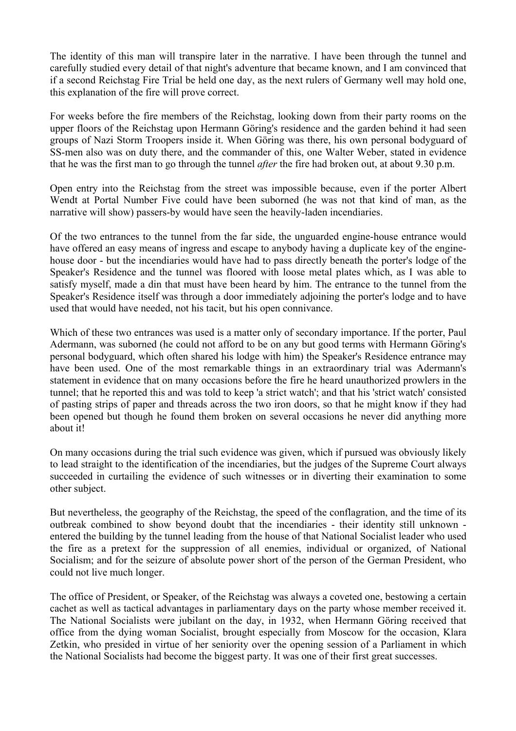The identity of this man will transpire later in the narrative. I have been through the tunnel and carefully studied every detail of that night's adventure that became known, and I am convinced that if a second Reichstag Fire Trial be held one day, as the next rulers of Germany well may hold one, this explanation of the fire will prove correct.

For weeks before the fire members of the Reichstag, looking down from their party rooms on the upper floors of the Reichstag upon Hermann Göring's residence and the garden behind it had seen groups of Nazi Storm Troopers inside it. When Göring was there, his own personal bodyguard of SS-men also was on duty there, and the commander of this, one Walter Weber, stated in evidence that he was the first man to go through the tunnel *after* the fire had broken out, at about 9.30 p.m.

Open entry into the Reichstag from the street was impossible because, even if the porter Albert Wendt at Portal Number Five could have been suborned (he was not that kind of man, as the narrative will show) passers-by would have seen the heavily-laden incendiaries.

Of the two entrances to the tunnel from the far side, the unguarded engine-house entrance would have offered an easy means of ingress and escape to anybody having a duplicate key of the engine-house door - but the incendiaries would have had to pass directly beneath the porter's lodge of the Speaker's Residence and the tunnel was floored with loose metal plates which, as I was able to satisfy myself, made a din that must have been heard by him. The entrance to the tunnel from the Speaker's Residence itself was through a door immediately adjoining the porter's lodge and to have used that would have needed, not his tacit, but his open connivance.

Which of these two entrances was used is a matter only of secondary importance. If the porter, Paul Adermann, was suborned (he could not afford to be on any but good terms with Hermann Göring's personal bodyguard, which often shared his lodge with him) the Speaker's Residence entrance may have been used. One of the most remarkable things in an extraordinary trial was Adermann's statement in evidence that on many occasions before the fire he heard unauthorized prowlers in the tunnel; that he reported this and was told to keep 'a strict watch'; and that his 'strict watch' consisted of pasting strips of paper and threads across the two iron doors, so that he might know if they had been opened but though he found them broken on several occasions he never did anything more about it!

On many occasions during the trial such evidence was given, which if pursued was obviously likely to lead straight to the identification of the incendiaries, but the judges of the Supreme Court always succeeded in curtailing the evidence of such witnesses or in diverting their examination to some other subject.

But nevertheless, the geography of the Reichstag, the speed of the conflagration, and the time of its outbreak combined to show beyond doubt that the incendiaries - their identity still unknown - entered the building by the tunnel leading from the house of that National Socialist leader who used the fire as a pretext for the suppression of all enemies, individual or organized, of National Socialism; and for the seizure of absolute power short of the person of the German President, who could not live much longer.

The office of President, or Speaker, of the Reichstag was always a coveted one, bestowing a certain cachet as well as tactical advantages in parliamentary days on the party whose member received it. The National Socialists were jubilant on the day, in 1932, when Hermann Göring received that office from the dying woman Socialist, brought especially from Moscow for the occasion, Klara Zetkin, who presided in virtue of her seniority over the opening session of a Parliament in which the National Socialists had become the biggest party. It was one of their first great successes.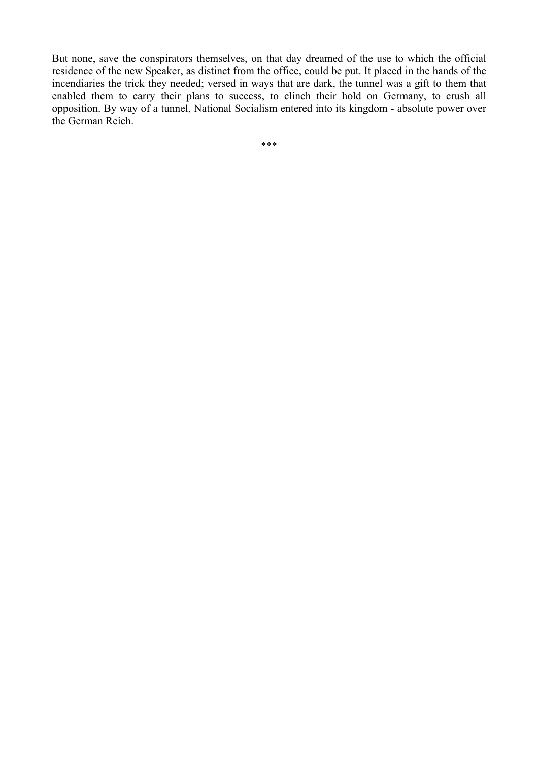But none, save the conspirators themselves, on that day dreamed of the use to which the official residence of the new Speaker, as distinct from the office, could be put. It placed in the hands of the incendiaries the trick they needed; versed in ways that are dark, the tunnel was a gift to them that enabled them to carry their plans to success, to clinch their hold on Germany, to crush all opposition. By way of a tunnel, National Socialism entered into its kingdom - absolute power over the German Reich.

***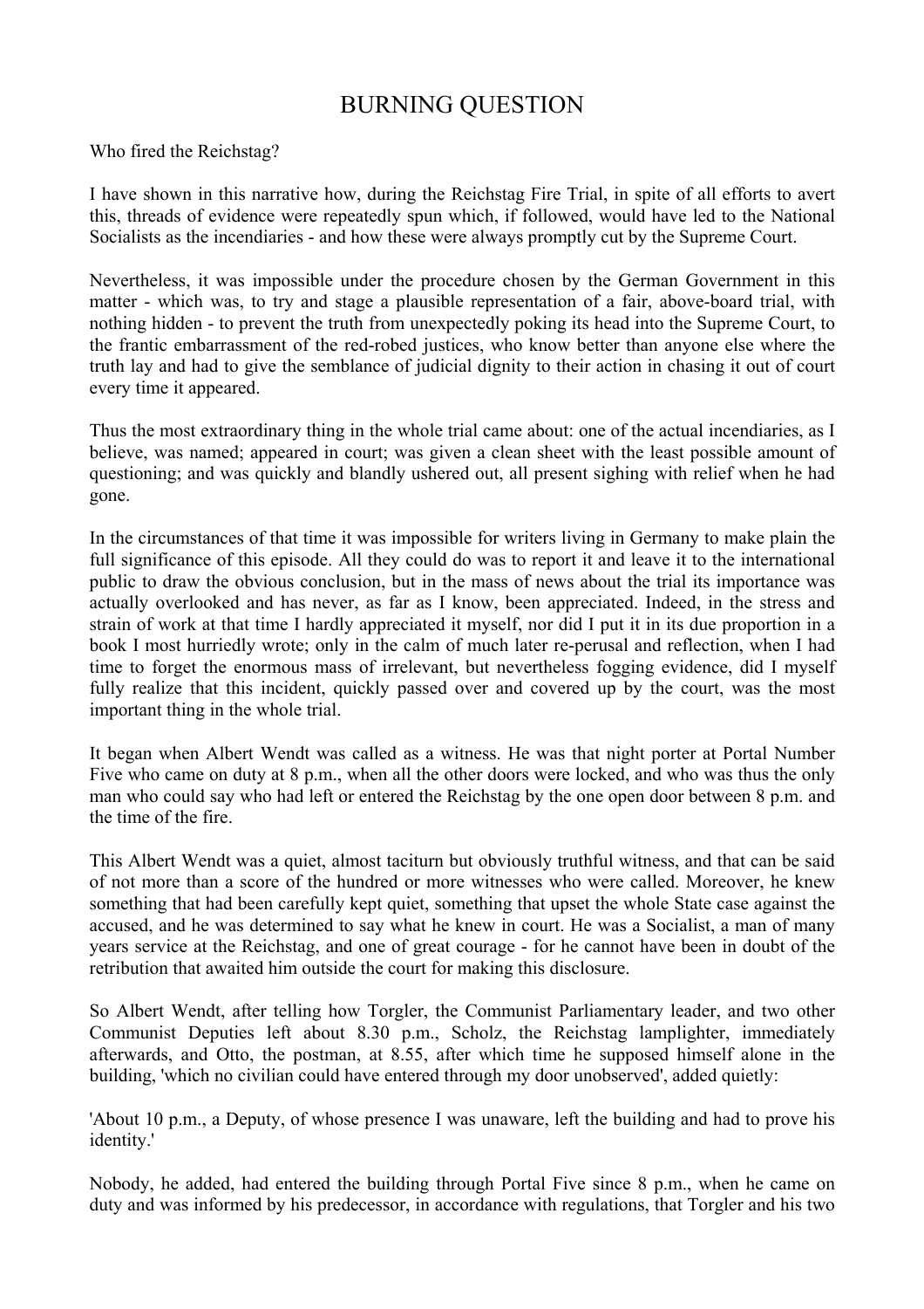# BURNING QUESTION

Who fired the Reichstag?

I have shown in this narrative how, during the Reichstag Fire Trial, in spite of all efforts to avert this, threads of evidence were repeatedly spun which, if followed, would have led to the National Socialists as the incendiaries - and how these were always promptly cut by the Supreme Court.

Nevertheless, it was impossible under the procedure chosen by the German Government in this matter - which was, to try and stage a plausible representation of a fair, above-board trial, with nothing hidden - to prevent the truth from unexpectedly poking its head into the Supreme Court, to the frantic embarrassment of the red-robed justices, who know better than anyone else where the truth lay and had to give the semblance of judicial dignity to their action in chasing it out of court every time it appeared.

Thus the most extraordinary thing in the whole trial came about: one of the actual incendiaries, as I believe, was named; appeared in court; was given a clean sheet with the least possible amount of questioning; and was quickly and blandly ushered out, all present sighing with relief when he had gone.

In the circumstances of that time it was impossible for writers living in Germany to make plain the full significance of this episode. All they could do was to report it and leave it to the international public to draw the obvious conclusion, but in the mass of news about the trial its importance was actually overlooked and has never, as far as I know, been appreciated. Indeed, in the stress and strain of work at that time I hardly appreciated it myself, nor did I put it in its due proportion in a book I most hurriedly wrote; only in the calm of much later re-perusal and reflection, when I had time to forget the enormous mass of irrelevant, but nevertheless fogging evidence, did I myself fully realize that this incident, quickly passed over and covered up by the court, was the most important thing in the whole trial.

It began when Albert Wendt was called as a witness. He was that night porter at Portal Number Five who came on duty at 8 p.m., when all the other doors were locked, and who was thus the only man who could say who had left or entered the Reichstag by the one open door between 8 p.m. and the time of the fire.

This Albert Wendt was a quiet, almost taciturn but obviously truthful witness, and that can be said of not more than a score of the hundred or more witnesses who were called. Moreover, he knew something that had been carefully kept quiet, something that upset the whole State case against the accused, and he was determined to say what he knew in court. He was a Socialist, a man of many years service at the Reichstag, and one of great courage - for he cannot have been in doubt of the retribution that awaited him outside the court for making this disclosure.

So Albert Wendt, after telling how Torgler, the Communist Parliamentary leader, and two other Communist Deputies left about 8.30 p.m., Scholz, the Reichstag lamplighter, immediately afterwards, and Otto, the postman, at 8.55, after which time he supposed himself alone in the building, 'which no civilian could have entered through my door unobserved', added quietly:

'About 10 p.m., a Deputy, of whose presence I was unaware, left the building and had to prove his identity.'

Nobody, he added, had entered the building through Portal Five since 8 p.m., when he came on duty and was informed by his predecessor, in accordance with regulations, that Torgler and his two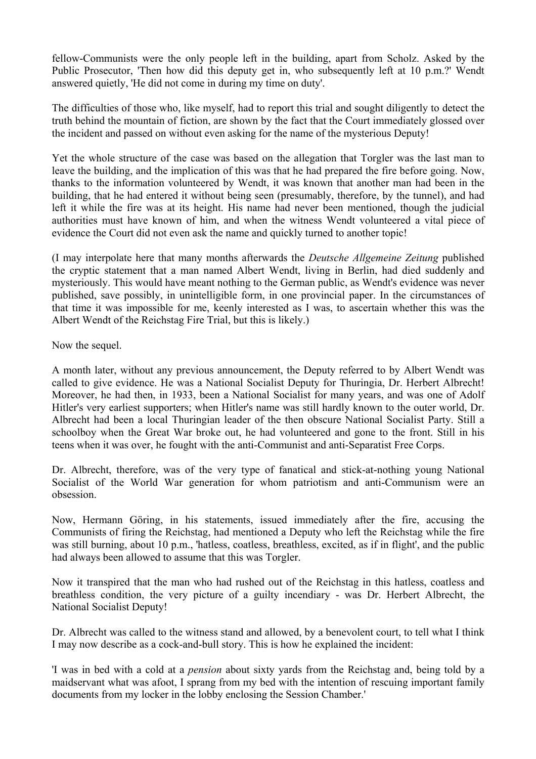fellow-Communists were the only people left in the building, apart from Scholz. Asked by the Public Prosecutor, 'Then how did this deputy get in, who subsequently left at 10 p.m.?' Wendt answered quietly, 'He did not come in during my time on duty'.

The difficulties of those who, like myself, had to report this trial and sought diligently to detect the truth behind the mountain of fiction, are shown by the fact that the Court immediately glossed over the incident and passed on without even asking for the name of the mysterious Deputy!

Yet the whole structure of the case was based on the allegation that Torgler was the last man to leave the building, and the implication of this was that he had prepared the fire before going. Now, thanks to the information volunteered by Wendt, it was known that another man had been in the building, that he had entered it without being seen (presumably, therefore, by the tunnel), and had left it while the fire was at its height. His name had never been mentioned, though the judicial authorities must have known of him, and when the witness Wendt volunteered a vital piece of evidence the Court did not even ask the name and quickly turned to another topic!

(I may interpolate here that many months afterwards the *Deutsche Allgemeine Zeitung* published the cryptic statement that a man named Albert Wendt, living in Berlin, had died suddenly and mysteriously. This would have meant nothing to the German public, as Wendt's evidence was never published, save possibly, in unintelligible form, in one provincial paper. In the circumstances of that time it was impossible for me, keenly interested as I was, to ascertain whether this was the Albert Wendt of the Reichstag Fire Trial, but this is likely.)

Now the sequel.

A month later, without any previous announcement, the Deputy referred to by Albert Wendt was called to give evidence. He was a National Socialist Deputy for Thuringia, Dr. Herbert Albrecht! Moreover, he had then, in 1933, been a National Socialist for many years, and was one of Adolf Hitler's very earliest supporters; when Hitler's name was still hardly known to the outer world, Dr. Albrecht had been a local Thuringian leader of the then obscure National Socialist Party. Still a schoolboy when the Great War broke out, he had volunteered and gone to the front. Still in his teens when it was over, he fought with the anti-Communist and anti-Separatist Free Corps.

Dr. Albrecht, therefore, was of the very type of fanatical and stick-at-nothing young National Socialist of the World War generation for whom patriotism and anti-Communism were an obsession.

Now, Hermann Göring, in his statements, issued immediately after the fire, accusing the Communists of firing the Reichstag, had mentioned a Deputy who left the Reichstag while the fire was still burning, about 10 p.m., 'hatless, coatless, breathless, excited, as if in flight', and the public had always been allowed to assume that this was Torgler.

Now it transpired that the man who had rushed out of the Reichstag in this hatless, coatless and breathless condition, the very picture of a guilty incendiary - was Dr. Herbert Albrecht, the National Socialist Deputy!

Dr. Albrecht was called to the witness stand and allowed, by a benevolent court, to tell what I think I may now describe as a cock-and-bull story. This is how he explained the incident:

'I was in bed with a cold at a *pension* about sixty yards from the Reichstag and, being told by a maidservant what was afoot, I sprang from my bed with the intention of rescuing important family documents from my locker in the lobby enclosing the Session Chamber.'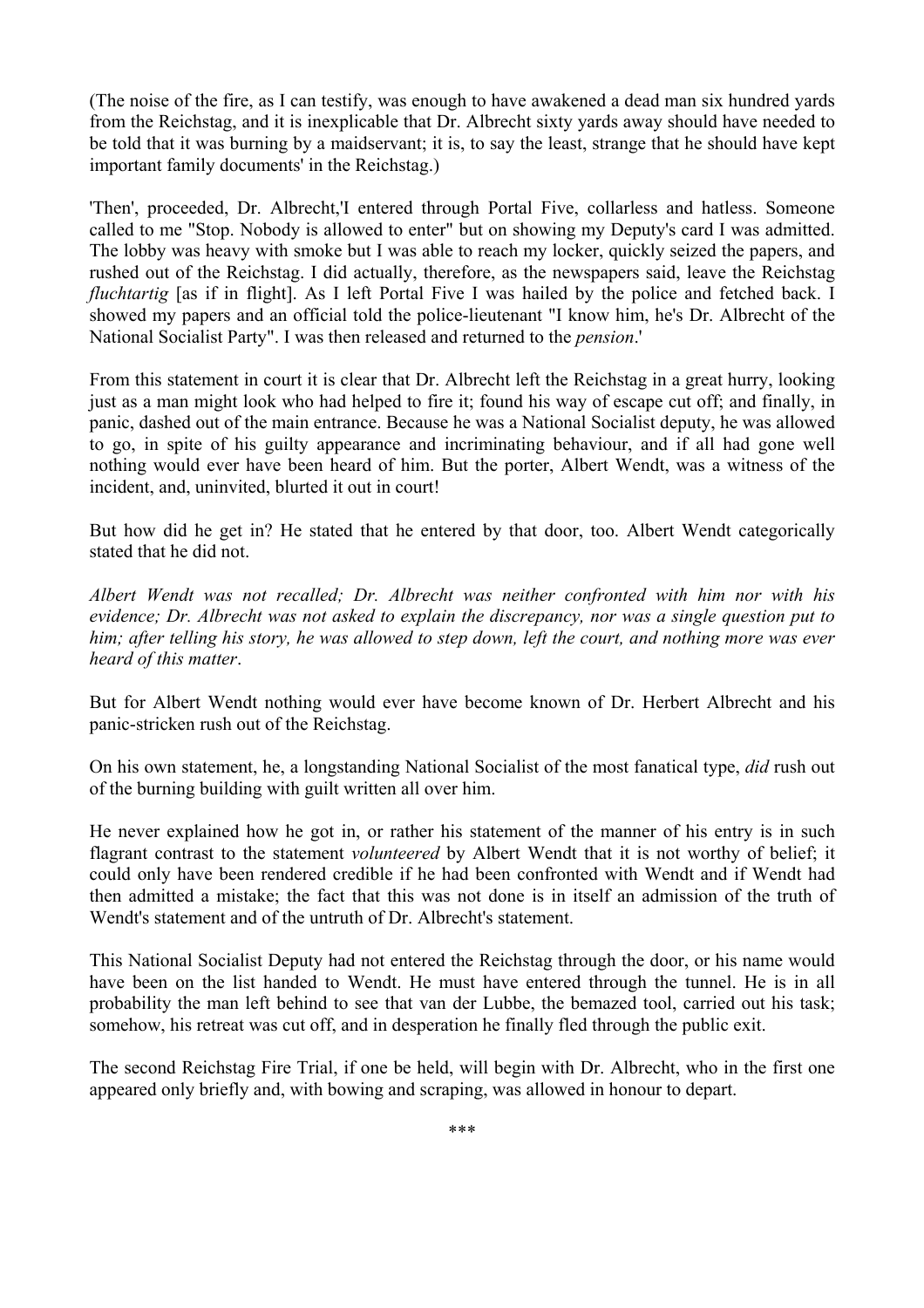(The noise of the fire, as I can testify, was enough to have awakened a dead man six hundred yards from the Reichstag, and it is inexplicable that Dr. Albrecht sixty yards away should have needed to be told that it was burning by a maidservant; it is, to say the least, strange that he should have kept important family documents' in the Reichstag.)

'Then', proceeded, Dr. Albrecht,'I entered through Portal Five, collarless and hatless. Someone called to me "Stop. Nobody is allowed to enter" but on showing my Deputy's card I was admitted. The lobby was heavy with smoke but I was able to reach my locker, quickly seized the papers, and rushed out of the Reichstag. I did actually, therefore, as the newspapers said, leave the Reichstag *fluchtartig* [as if in flight]. As I left Portal Five I was hailed by the police and fetched back. I showed my papers and an official told the police-lieutenant "I know him, he's Dr. Albrecht of the National Socialist Party". I was then released and returned to the *pension*.'

From this statement in court it is clear that Dr. Albrecht left the Reichstag in a great hurry, looking just as a man might look who had helped to fire it; found his way of escape cut off; and finally, in panic, dashed out of the main entrance. Because he was a National Socialist deputy, he was allowed to go, in spite of his guilty appearance and incriminating behaviour, and if all had gone well nothing would ever have been heard of him. But the porter, Albert Wendt, was a witness of the incident, and, uninvited, blurted it out in court!

But how did he get in? He stated that he entered by that door, too. Albert Wendt categorically stated that he did not.

*Albert Wendt was not recalled; Dr. Albrecht was neither confronted with him nor with his evidence; Dr. Albrecht was not asked to explain the discrepancy, nor was a single question put to him; after telling his story, he was allowed to step down, left the court, and nothing more was ever heard of this matter*.

But for Albert Wendt nothing would ever have become known of Dr. Herbert Albrecht and his panic-stricken rush out of the Reichstag.

On his own statement, he, a longstanding National Socialist of the most fanatical type, *did* rush out of the burning building with guilt written all over him.

He never explained how he got in, or rather his statement of the manner of his entry is in such flagrant contrast to the statement *volunteered* by Albert Wendt that it is not worthy of belief; it could only have been rendered credible if he had been confronted with Wendt and if Wendt had then admitted a mistake; the fact that this was not done is in itself an admission of the truth of Wendt's statement and of the untruth of Dr. Albrecht's statement.

This National Socialist Deputy had not entered the Reichstag through the door, or his name would have been on the list handed to Wendt. He must have entered through the tunnel. He is in all probability the man left behind to see that van der Lubbe, the bemazed tool, carried out his task; somehow, his retreat was cut off, and in desperation he finally fled through the public exit.

The second Reichstag Fire Trial, if one be held, will begin with Dr. Albrecht, who in the first one appeared only briefly and, with bowing and scraping, was allowed in honour to depart.

\*\*\*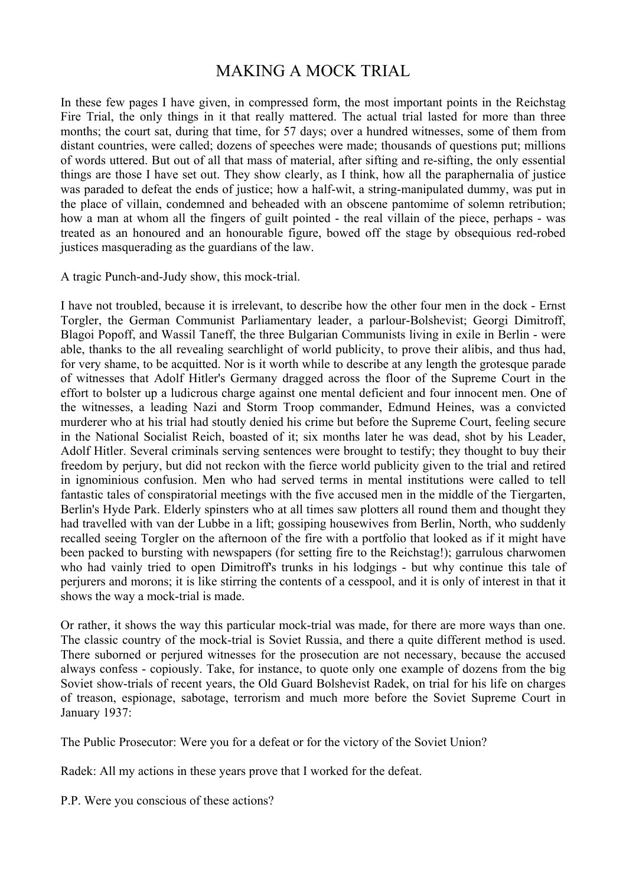# MAKING A MOCK TRIAL

In these few pages I have given, in compressed form, the most important points in the Reichstag Fire Trial, the only things in it that really mattered. The actual trial lasted for more than three months; the court sat, during that time, for 57 days; over a hundred witnesses, some of them from distant countries, were called; dozens of speeches were made; thousands of questions put; millions of words uttered. But out of all that mass of material, after sifting and re-sifting, the only essential things are those I have set out. They show clearly, as I think, how all the paraphernalia of justice was paraded to defeat the ends of justice; how a half-wit, a string-manipulated dummy, was put in the place of villain, condemned and beheaded with an obscene pantomime of solemn retribution; how a man at whom all the fingers of guilt pointed - the real villain of the piece, perhaps - was treated as an honoured and an honourable figure, bowed off the stage by obsequious red-robed justices masquerading as the guardians of the law.

A tragic Punch-and-Judy show, this mock-trial.

I have not troubled, because it is irrelevant, to describe how the other four men in the dock - Ernst Torgler, the German Communist Parliamentary leader, a parlour-Bolshevist; Georgi Dimitroff, Blagoi Popoff, and Wassil Taneff, the three Bulgarian Communists living in exile in Berlin - were able, thanks to the all revealing searchlight of world publicity, to prove their alibis, and thus had, for very shame, to be acquitted. Nor is it worth while to describe at any length the grotesque parade of witnesses that Adolf Hitler's Germany dragged across the floor of the Supreme Court in the effort to bolster up a ludicrous charge against one mental deficient and four innocent men. One of the witnesses, a leading Nazi and Storm Troop commander, Edmund Heines, was a convicted murderer who at his trial had stoutly denied his crime but before the Supreme Court, feeling secure in the National Socialist Reich, boasted of it; six months later he was dead, shot by his Leader, Adolf Hitler. Several criminals serving sentences were brought to testify; they thought to buy their freedom by perjury, but did not reckon with the fierce world publicity given to the trial and retired in ignominious confusion. Men who had served terms in mental institutions were called to tell fantastic tales of conspiratorial meetings with the five accused men in the middle of the Tiergarten, Berlin's Hyde Park. Elderly spinsters who at all times saw plotters all round them and thought they had travelled with van der Lubbe in a lift; gossiping housewives from Berlin, North, who suddenly recalled seeing Torgler on the afternoon of the fire with a portfolio that looked as if it might have been packed to bursting with newspapers (for setting fire to the Reichstag!); garrulous charwomen who had vainly tried to open Dimitroff's trunks in his lodgings - but why continue this tale of perjurers and morons; it is like stirring the contents of a cesspool, and it is only of interest in that it shows the way a mock-trial is made.

Or rather, it shows the way this particular mock-trial was made, for there are more ways than one. The classic country of the mock-trial is Soviet Russia, and there a quite different method is used. There suborned or perjured witnesses for the prosecution are not necessary, because the accused always confess - copiously. Take, for instance, to quote only one example of dozens from the big Soviet show-trials of recent years, the Old Guard Bolshevist Radek, on trial for his life on charges of treason, espionage, sabotage, terrorism and much more before the Soviet Supreme Court in January 1937:

The Public Prosecutor: Were you for a defeat or for the victory of the Soviet Union?

Radek: All my actions in these years prove that I worked for the defeat.

P.P. Were you conscious of these actions?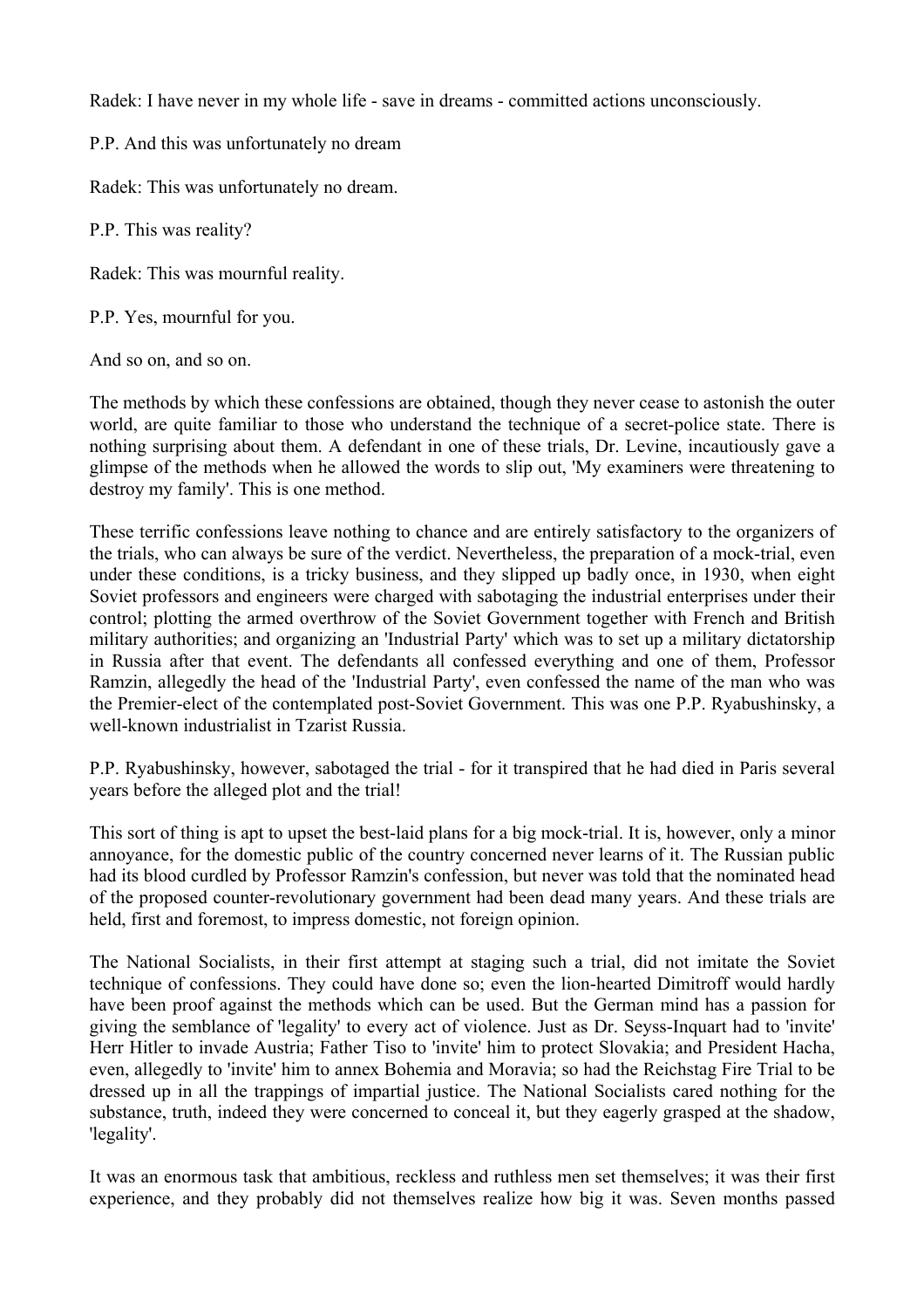Radek: I have never in my whole life - save in dreams - committed actions unconsciously.

P.P. And this was unfortunately no dream

Radek: This was unfortunately no dream.

P.P. This was reality?

Radek: This was mournful reality.

P.P. Yes, mournful for you.

And so on, and so on.

The methods by which these confessions are obtained, though they never cease to astonish the outer world, are quite familiar to those who understand the technique of a secret-police state. There is nothing surprising about them. A defendant in one of these trials, Dr. Levine, incautiously gave a glimpse of the methods when he allowed the words to slip out, 'My examiners were threatening to destroy my family'. This is one method.

These terrific confessions leave nothing to chance and are entirely satisfactory to the organizers of the trials, who can always be sure of the verdict. Nevertheless, the preparation of a mock-trial, even under these conditions, is a tricky business, and they slipped up badly once, in 1930, when eight Soviet professors and engineers were charged with sabotaging the industrial enterprises under their control; plotting the armed overthrow of the Soviet Government together with French and British military authorities; and organizing an 'Industrial Party' which was to set up a military dictatorship in Russia after that event. The defendants all confessed everything and one of them, Professor Ramzin, allegedly the head of the 'Industrial Party', even confessed the name of the man who was the Premier-elect of the contemplated post-Soviet Government. This was one P.P. Ryabushinsky, a well-known industrialist in Tzarist Russia.

P.P. Ryabushinsky, however, sabotaged the trial - for it transpired that he had died in Paris several years before the alleged plot and the trial!

This sort of thing is apt to upset the best-laid plans for a big mock-trial. It is, however, only a minor annoyance, for the domestic public of the country concerned never learns of it. The Russian public had its blood curdled by Professor Ramzin's confession, but never was told that the nominated head of the proposed counter-revolutionary government had been dead many years. And these trials are held, first and foremost, to impress domestic, not foreign opinion.

The National Socialists, in their first attempt at staging such a trial, did not imitate the Soviet technique of confessions. They could have done so; even the lion-hearted Dimitroff would hardly have been proof against the methods which can be used. But the German mind has a passion for giving the semblance of 'legality' to every act of violence. Just as Dr. Seyss-Inquart had to 'invite' Herr Hitler to invade Austria; Father Tiso to 'invite' him to protect Slovakia; and President Hacha, even, allegedly to 'invite' him to annex Bohemia and Moravia; so had the Reichstag Fire Trial to be dressed up in all the trappings of impartial justice. The National Socialists cared nothing for the substance, truth, indeed they were concerned to conceal it, but they eagerly grasped at the shadow, 'legality'.

It was an enormous task that ambitious, reckless and ruthless men set themselves; it was their first experience, and they probably did not themselves realize how big it was. Seven months passed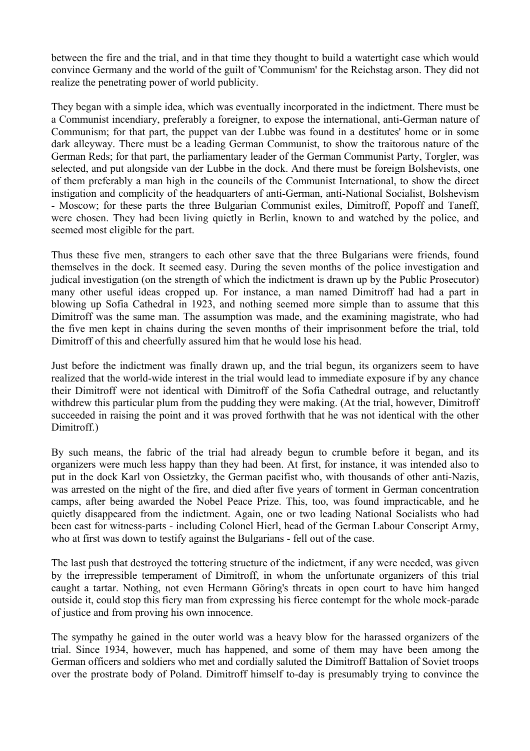between the fire and the trial, and in that time they thought to build a watertight case which would convince Germany and the world of the guilt of 'Communism' for the Reichstag arson. They did not realize the penetrating power of world publicity.

They began with a simple idea, which was eventually incorporated in the indictment. There must be a Communist incendiary, preferably a foreigner, to expose the international, anti-German nature of Communism; for that part, the puppet van der Lubbe was found in a destitutes' home or in some dark alleyway. There must be a leading German Communist, to show the traitorous nature of the German Reds; for that part, the parliamentary leader of the German Communist Party, Torgler, was selected, and put alongside van der Lubbe in the dock. And there must be foreign Bolshevists, one of them preferably a man high in the councils of the Communist International, to show the direct instigation and complicity of the headquarters of anti-German, anti-National Socialist, Bolshevism - Moscow; for these parts the three Bulgarian Communist exiles, Dimitroff, Popoff and Taneff, were chosen. They had been living quietly in Berlin, known to and watched by the police, and seemed most eligible for the part.

Thus these five men, strangers to each other save that the three Bulgarians were friends, found themselves in the dock. It seemed easy. During the seven months of the police investigation and judical investigation (on the strength of which the indictment is drawn up by the Public Prosecutor) many other useful ideas cropped up. For instance, a man named Dimitroff had had a part in blowing up Sofia Cathedral in 1923, and nothing seemed more simple than to assume that this Dimitroff was the same man. The assumption was made, and the examining magistrate, who had the five men kept in chains during the seven months of their imprisonment before the trial, told Dimitroff of this and cheerfully assured him that he would lose his head.

Just before the indictment was finally drawn up, and the trial begun, its organizers seem to have realized that the world-wide interest in the trial would lead to immediate exposure if by any chance their Dimitroff were not identical with Dimitroff of the Sofia Cathedral outrage, and reluctantly withdrew this particular plum from the pudding they were making. (At the trial, however, Dimitroff succeeded in raising the point and it was proved forthwith that he was not identical with the other Dimitroff.)

By such means, the fabric of the trial had already begun to crumble before it began, and its organizers were much less happy than they had been. At first, for instance, it was intended also to put in the dock Karl von Ossietzky, the German pacifist who, with thousands of other anti-Nazis, was arrested on the night of the fire, and died after five years of torment in German concentration camps, after being awarded the Nobel Peace Prize. This, too, was found impracticable, and he quietly disappeared from the indictment. Again, one or two leading National Socialists who had been cast for witness-parts - including Colonel Hierl, head of the German Labour Conscript Army, who at first was down to testify against the Bulgarians - fell out of the case.

The last push that destroyed the tottering structure of the indictment, if any were needed, was given by the irrepressible temperament of Dimitroff, in whom the unfortunate organizers of this trial caught a tartar. Nothing, not even Hermann Göring's threats in open court to have him hanged outside it, could stop this fiery man from expressing his fierce contempt for the whole mock-parade of justice and from proving his own innocence.

The sympathy he gained in the outer world was a heavy blow for the harassed organizers of the trial. Since 1934, however, much has happened, and some of them may have been among the German officers and soldiers who met and cordially saluted the Dimitroff Battalion of Soviet troops over the prostrate body of Poland. Dimitroff himself to-day is presumably trying to convince the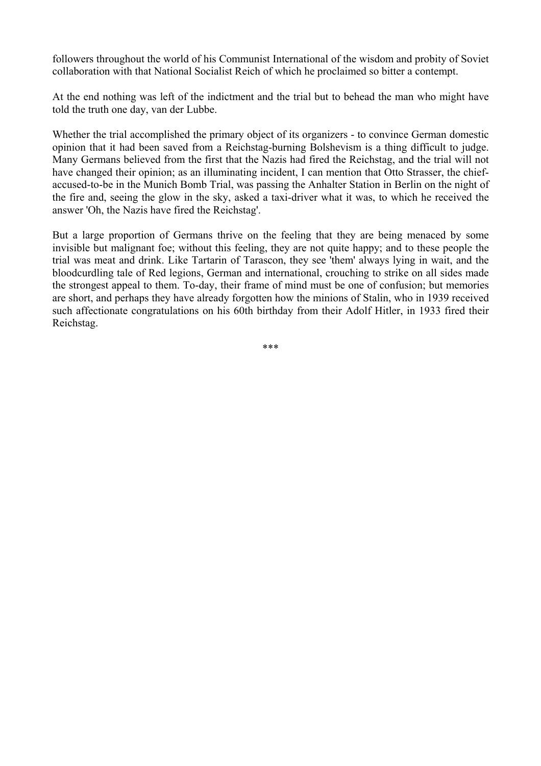followers throughout the world of his Communist International of the wisdom and probity of Soviet collaboration with that National Socialist Reich of which he proclaimed so bitter a contempt.

At the end nothing was left of the indictment and the trial but to behead the man who might have told the truth one day, van der Lubbe.

Whether the trial accomplished the primary object of its organizers - to convince German domestic opinion that it had been saved from a Reichstag-burning Bolshevism is a thing difficult to judge. Many Germans believed from the first that the Nazis had fired the Reichstag, and the trial will not have changed their opinion; as an illuminating incident, I can mention that Otto Strasser, the chief-accused-to-be in the Munich Bomb Trial, was passing the Anhalter Station in Berlin on the night of the fire and, seeing the glow in the sky, asked a taxi-driver what it was, to which he received the answer 'Oh, the Nazis have fired the Reichstag'.

But a large proportion of Germans thrive on the feeling that they are being menaced by some invisible but malignant foe; without this feeling, they are not quite happy; and to these people the trial was meat and drink. Like Tartarin of Tarascon, they see 'them' always lying in wait, and the bloodcurdling tale of Red legions, German and international, crouching to strike on all sides made the strongest appeal to them. To-day, their frame of mind must be one of confusion; but memories are short, and perhaps they have already forgotten how the minions of Stalin, who in 1939 received such affectionate congratulations on his 60th birthday from their Adolf Hitler, in 1933 fired their Reichstag.

***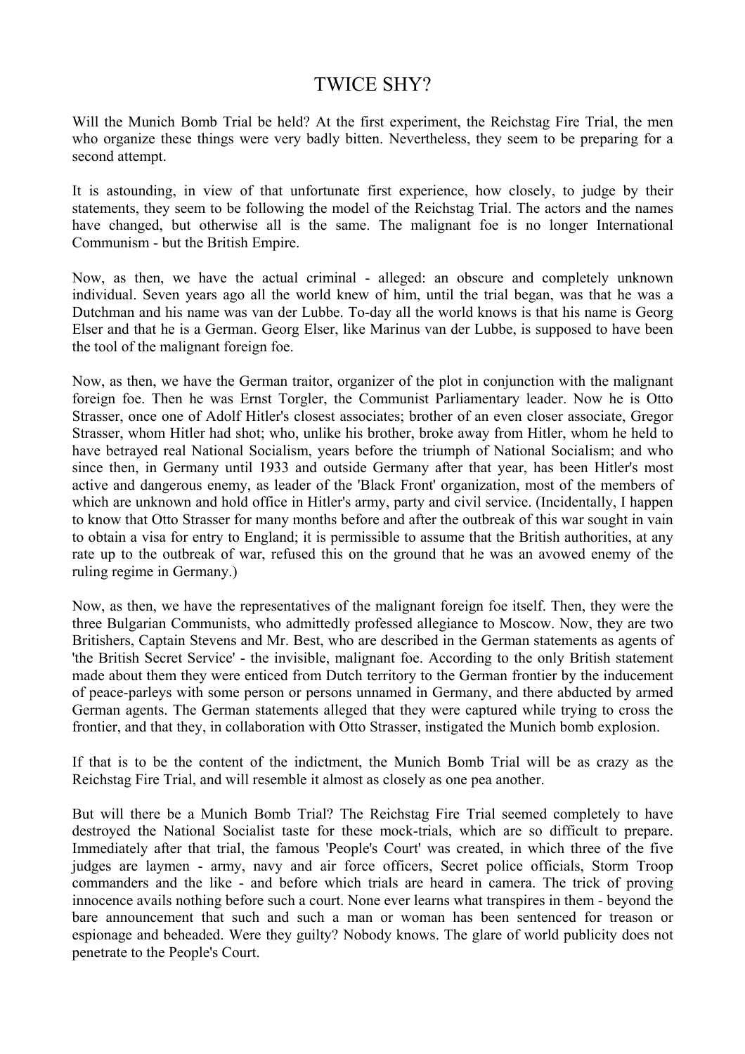# TWICE SHY?

Will the Munich Bomb Trial be held? At the first experiment, the Reichstag Fire Trial, the men who organize these things were very badly bitten. Nevertheless, they seem to be preparing for a second attempt.

It is astounding, in view of that unfortunate first experience, how closely, to judge by their statements, they seem to be following the model of the Reichstag Trial. The actors and the names have changed, but otherwise all is the same. The malignant foe is no longer International Communism - but the British Empire.

Now, as then, we have the actual criminal - alleged: an obscure and completely unknown individual. Seven years ago all the world knew of him, until the trial began, was that he was a Dutchman and his name was van der Lubbe. To-day all the world knows is that his name is Georg Elser and that he is a German. Georg Elser, like Marinus van der Lubbe, is supposed to have been the tool of the malignant foreign foe.

Now, as then, we have the German traitor, organizer of the plot in conjunction with the malignant foreign foe. Then he was Ernst Torgler, the Communist Parliamentary leader. Now he is Otto Strasser, once one of Adolf Hitler's closest associates; brother of an even closer associate, Gregor Strasser, whom Hitler had shot; who, unlike his brother, broke away from Hitler, whom he held to have betrayed real National Socialism, years before the triumph of National Socialism; and who since then, in Germany until 1933 and outside Germany after that year, has been Hitler's most active and dangerous enemy, as leader of the 'Black Front' organization, most of the members of which are unknown and hold office in Hitler's army, party and civil service. (Incidentally, I happen to know that Otto Strasser for many months before and after the outbreak of this war sought in vain to obtain a visa for entry to England; it is permissible to assume that the British authorities, at any rate up to the outbreak of war, refused this on the ground that he was an avowed enemy of the ruling regime in Germany.)

Now, as then, we have the representatives of the malignant foreign foe itself. Then, they were the three Bulgarian Communists, who admittedly professed allegiance to Moscow. Now, they are two Britishers, Captain Stevens and Mr. Best, who are described in the German statements as agents of 'the British Secret Service' - the invisible, malignant foe. According to the only British statement made about them they were enticed from Dutch territory to the German frontier by the inducement of peace-parleys with some person or persons unnamed in Germany, and there abducted by armed German agents. The German statements alleged that they were captured while trying to cross the frontier, and that they, in collaboration with Otto Strasser, instigated the Munich bomb explosion.

If that is to be the content of the indictment, the Munich Bomb Trial will be as crazy as the Reichstag Fire Trial, and will resemble it almost as closely as one pea another.

But will there be a Munich Bomb Trial? The Reichstag Fire Trial seemed completely to have destroyed the National Socialist taste for these mock-trials, which are so difficult to prepare. Immediately after that trial, the famous 'People's Court' was created, in which three of the five judges are laymen - army, navy and air force officers, Secret police officials, Storm Troop commanders and the like - and before which trials are heard in camera. The trick of proving innocence avails nothing before such a court. None ever learns what transpires in them - beyond the bare announcement that such and such a man or woman has been sentenced for treason or espionage and beheaded. Were they guilty? Nobody knows. The glare of world publicity does not penetrate to the People's Court.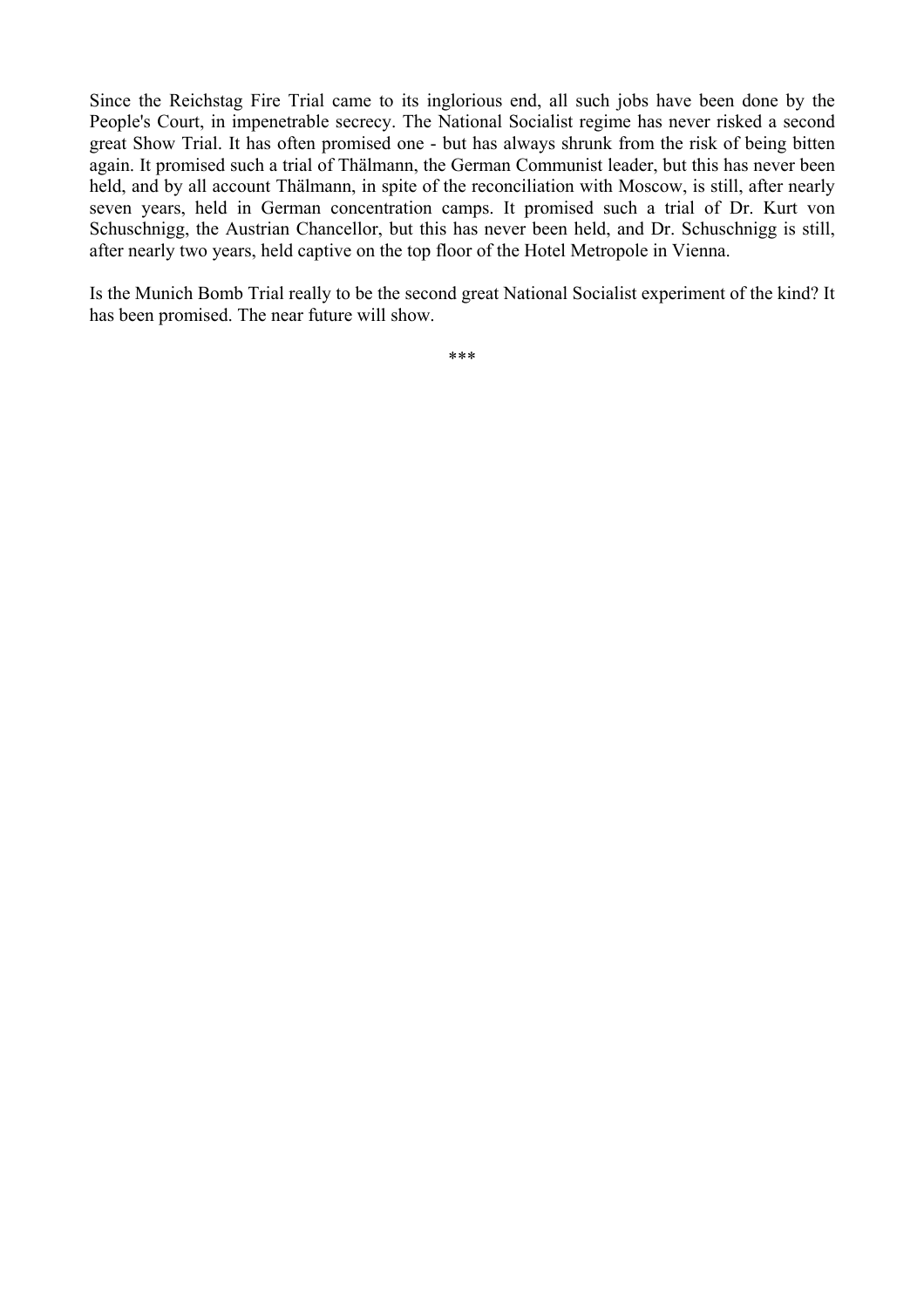Since the Reichstag Fire Trial came to its inglorious end, all such jobs have been done by the People's Court, in impenetrable secrecy. The National Socialist regime has never risked a second great Show Trial. It has often promised one - but has always shrunk from the risk of being bitten again. It promised such a trial of Thälmann, the German Communist leader, but this has never been held, and by all account Thälmann, in spite of the reconciliation with Moscow, is still, after nearly seven years, held in German concentration camps. It promised such a trial of Dr. Kurt von Schuschnigg, the Austrian Chancellor, but this has never been held, and Dr. Schuschnigg is still, after nearly two years, held captive on the top floor of the Hotel Metropole in Vienna.

Is the Munich Bomb Trial really to be the second great National Socialist experiment of the kind? It has been promised. The near future will show.

***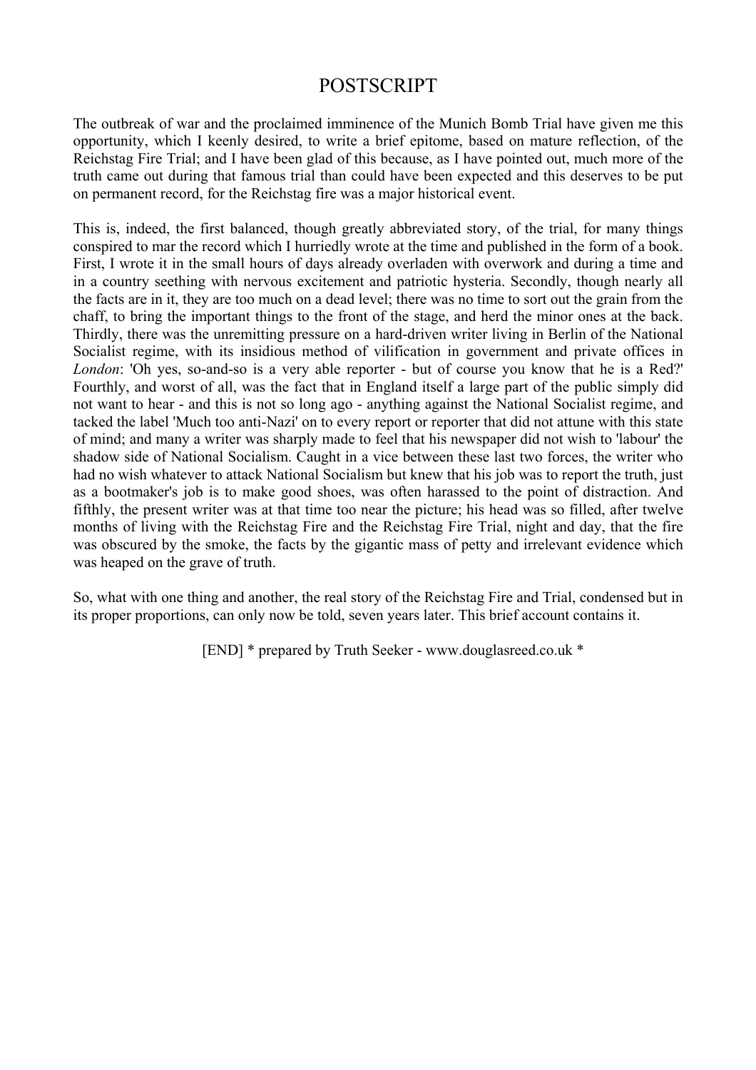# POSTSCRIPT

The outbreak of war and the proclaimed imminence of the Munich Bomb Trial have given me this opportunity, which I keenly desired, to write a brief epitome, based on mature reflection, of the Reichstag Fire Trial; and I have been glad of this because, as I have pointed out, much more of the truth came out during that famous trial than could have been expected and this deserves to be put on permanent record, for the Reichstag fire was a major historical event.

This is, indeed, the first balanced, though greatly abbreviated story, of the trial, for many things conspired to mar the record which I hurriedly wrote at the time and published in the form of a book. First, I wrote it in the small hours of days already overladen with overwork and during a time and in a country seething with nervous excitement and patriotic hysteria. Secondly, though nearly all the facts are in it, they are too much on a dead level; there was no time to sort out the grain from the chaff, to bring the important things to the front of the stage, and herd the minor ones at the back. Thirdly, there was the unremitting pressure on a hard-driven writer living in Berlin of the National Socialist regime, with its insidious method of vilification in government and private offices in *London*: 'Oh yes, so-and-so is a very able reporter - but of course you know that he is a Red?' Fourthly, and worst of all, was the fact that in England itself a large part of the public simply did not want to hear - and this is not so long ago - anything against the National Socialist regime, and tacked the label 'Much too anti-Nazi' on to every report or reporter that did not attune with this state of mind; and many a writer was sharply made to feel that his newspaper did not wish to 'labour' the shadow side of National Socialism. Caught in a vice between these last two forces, the writer who had no wish whatever to attack National Socialism but knew that his job was to report the truth, just as a bootmaker's job is to make good shoes, was often harassed to the point of distraction. And fifthly, the present writer was at that time too near the picture; his head was so filled, after twelve months of living with the Reichstag Fire and the Reichstag Fire Trial, night and day, that the fire was obscured by the smoke, the facts by the gigantic mass of petty and irrelevant evidence which was heaped on the grave of truth.

So, what with one thing and another, the real story of the Reichstag Fire and Trial, condensed but in its proper proportions, can only now be told, seven years later. This brief account contains it.

[END] * prepared by Truth Seeker - www.douglasreed.co.uk *